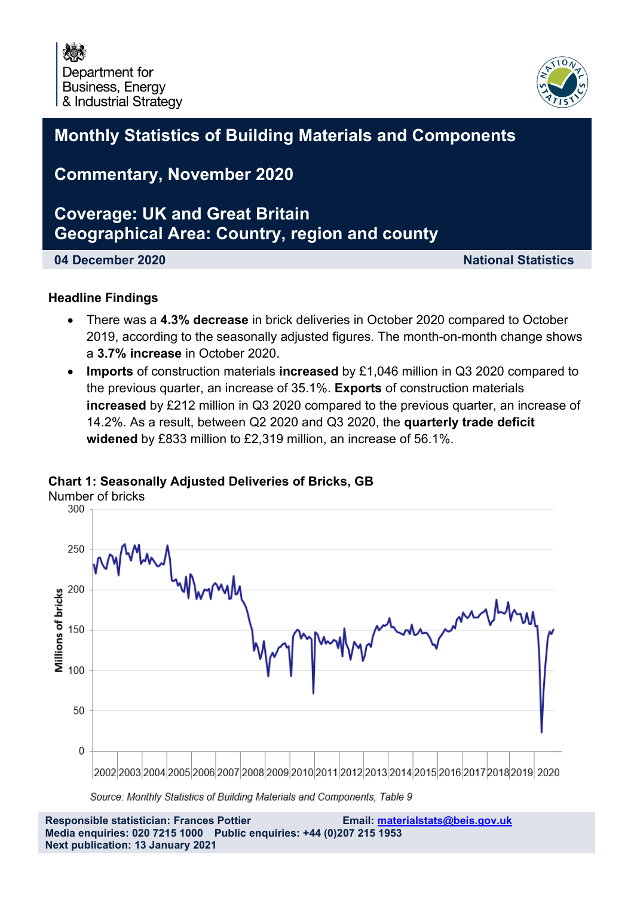Department for
Business, Energy
& Industrial Strategy

# Monthly Statistics of Building Materials and Components

## Commentary, November 2020

## Coverage: UK and Great Britain
## Geographical Area: Country, region and county

**04 December 2020** **National Statistics**

### Headline Findings

- There was a **4.3% decrease** in brick deliveries in October 2020 compared to October 2019, according to the seasonally adjusted figures. The month-on-month change shows a **3.7% increase** in October 2020.
- **Imports** of construction materials **increased** by £1,046 million in Q3 2020 compared to the previous quarter, an increase of 35.1%. **Exports** of construction materials **increased** by £212 million in Q3 2020 compared to the previous quarter, an increase of 14.2%. As a result, between Q2 2020 and Q3 2020, the **quarterly trade deficit widened** by £833 million to £2,319 million, an increase of 56.1%.

**Chart 1: Seasonally Adjusted Deliveries of Bricks, GB**

Number of bricks

*Source: Monthly Statistics of Building Materials and Components, Table 9*

**Responsible statistician: Frances Pottier** **Email: materialstats@beis.gov.uk**
**Media enquiries: 020 7215 1000** **Public enquiries: +44 (0)207 215 1953**
**Next publication: 13 January 2021**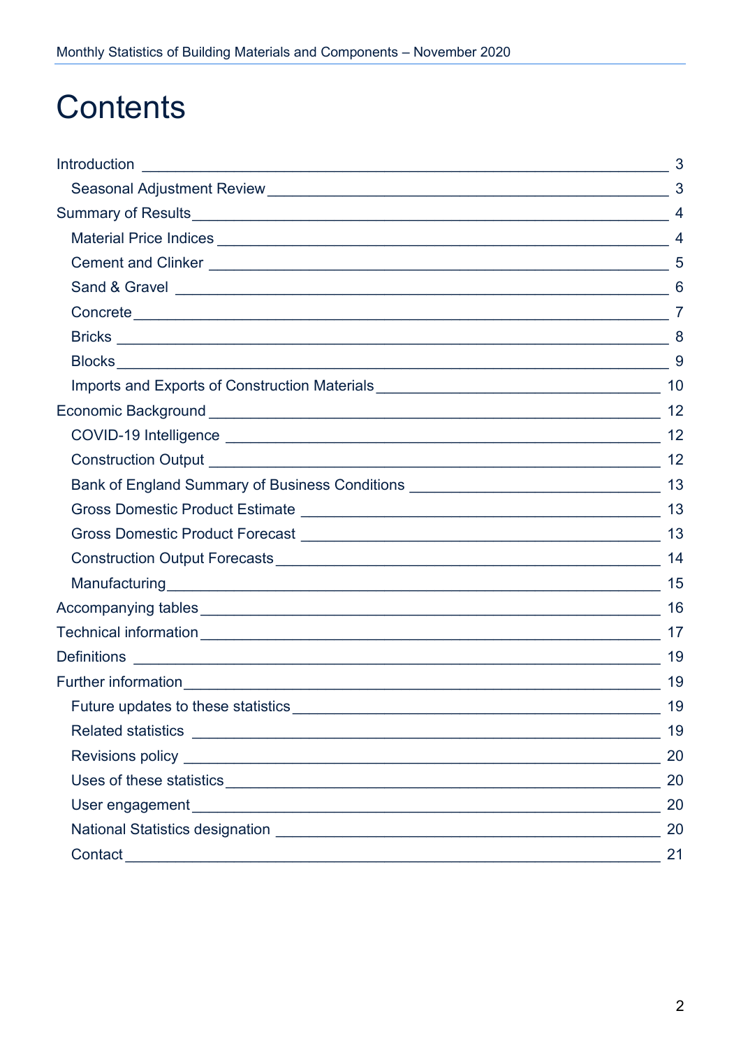# Contents

- Introduction 3
  - Seasonal Adjustment Review 3
- Summary of Results 4
  - Material Price Indices 4
  - Cement and Clinker 5
  - Sand & Gravel 6
  - Concrete 7
  - Bricks 8
  - Blocks 9
  - Imports and Exports of Construction Materials 10
- Economic Background 12
  - COVID-19 Intelligence 12
  - Construction Output 12
  - Bank of England Summary of Business Conditions 13
  - Gross Domestic Product Estimate 13
  - Gross Domestic Product Forecast 13
  - Construction Output Forecasts 14
  - Manufacturing 15
- Accompanying tables 16
- Technical information 17
- Definitions 19
- Further information 19
  - Future updates to these statistics 19
  - Related statistics 19
  - Revisions policy 20
  - Uses of these statistics 20
  - User engagement 20
  - National Statistics designation 20
  - Contact 21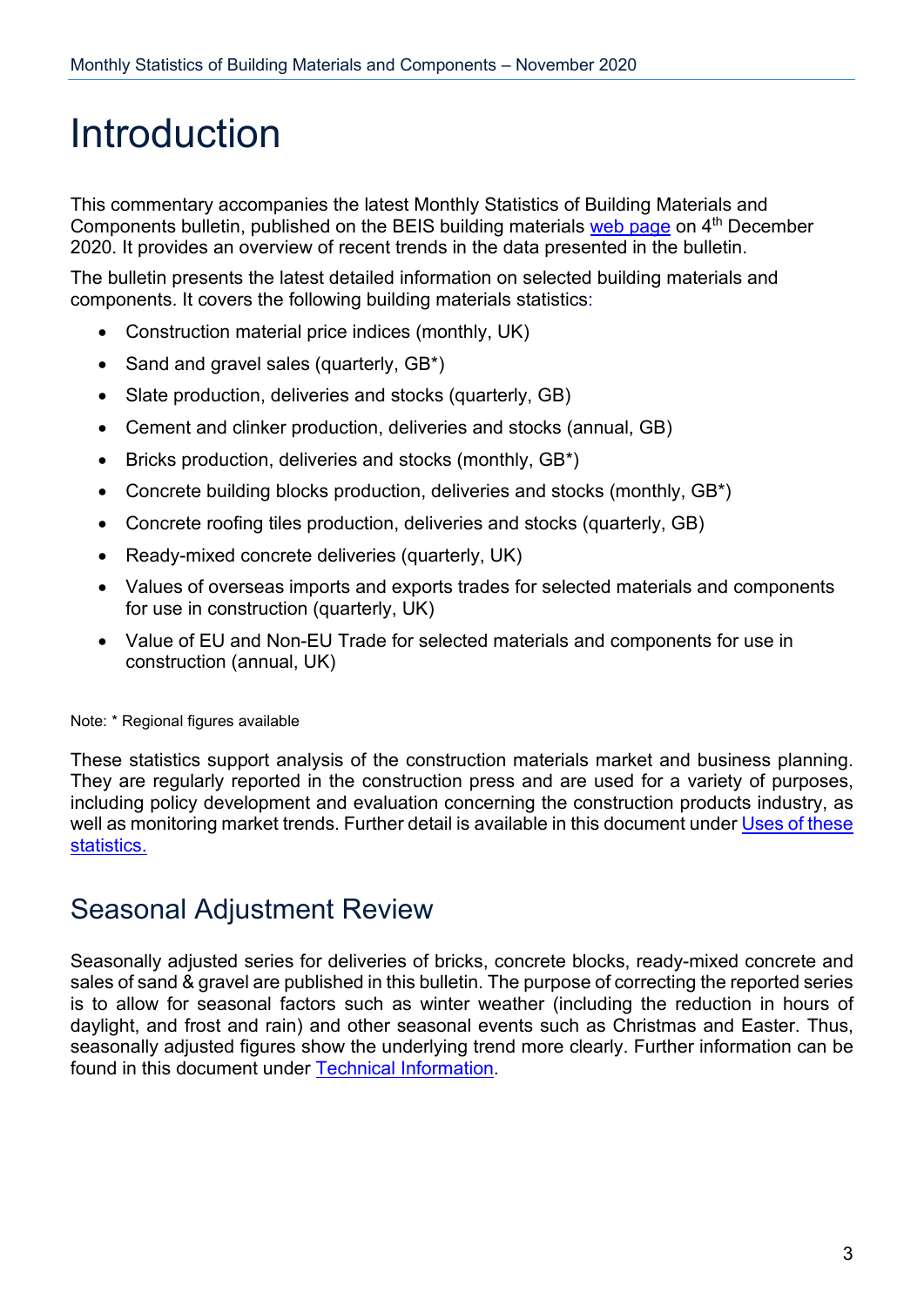# Introduction

This commentary accompanies the latest Monthly Statistics of Building Materials and Components bulletin, published on the BEIS building materials web page on 4th December 2020. It provides an overview of recent trends in the data presented in the bulletin.

The bulletin presents the latest detailed information on selected building materials and components. It covers the following building materials statistics:

- Construction material price indices (monthly, UK)
- Sand and gravel sales (quarterly, GB*)
- Slate production, deliveries and stocks (quarterly, GB)
- Cement and clinker production, deliveries and stocks (annual, GB)
- Bricks production, deliveries and stocks (monthly, GB*)
- Concrete building blocks production, deliveries and stocks (monthly, GB*)
- Concrete roofing tiles production, deliveries and stocks (quarterly, GB)
- Ready-mixed concrete deliveries (quarterly, UK)
- Values of overseas imports and exports trades for selected materials and components for use in construction (quarterly, UK)
- Value of EU and Non-EU Trade for selected materials and components for use in construction (annual, UK)

Note: * Regional figures available

These statistics support analysis of the construction materials market and business planning. They are regularly reported in the construction press and are used for a variety of purposes, including policy development and evaluation concerning the construction products industry, as well as monitoring market trends. Further detail is available in this document under Uses of these statistics.

## Seasonal Adjustment Review

Seasonally adjusted series for deliveries of bricks, concrete blocks, ready-mixed concrete and sales of sand & gravel are published in this bulletin. The purpose of correcting the reported series is to allow for seasonal factors such as winter weather (including the reduction in hours of daylight, and frost and rain) and other seasonal events such as Christmas and Easter. Thus, seasonally adjusted figures show the underlying trend more clearly. Further information can be found in this document under Technical Information.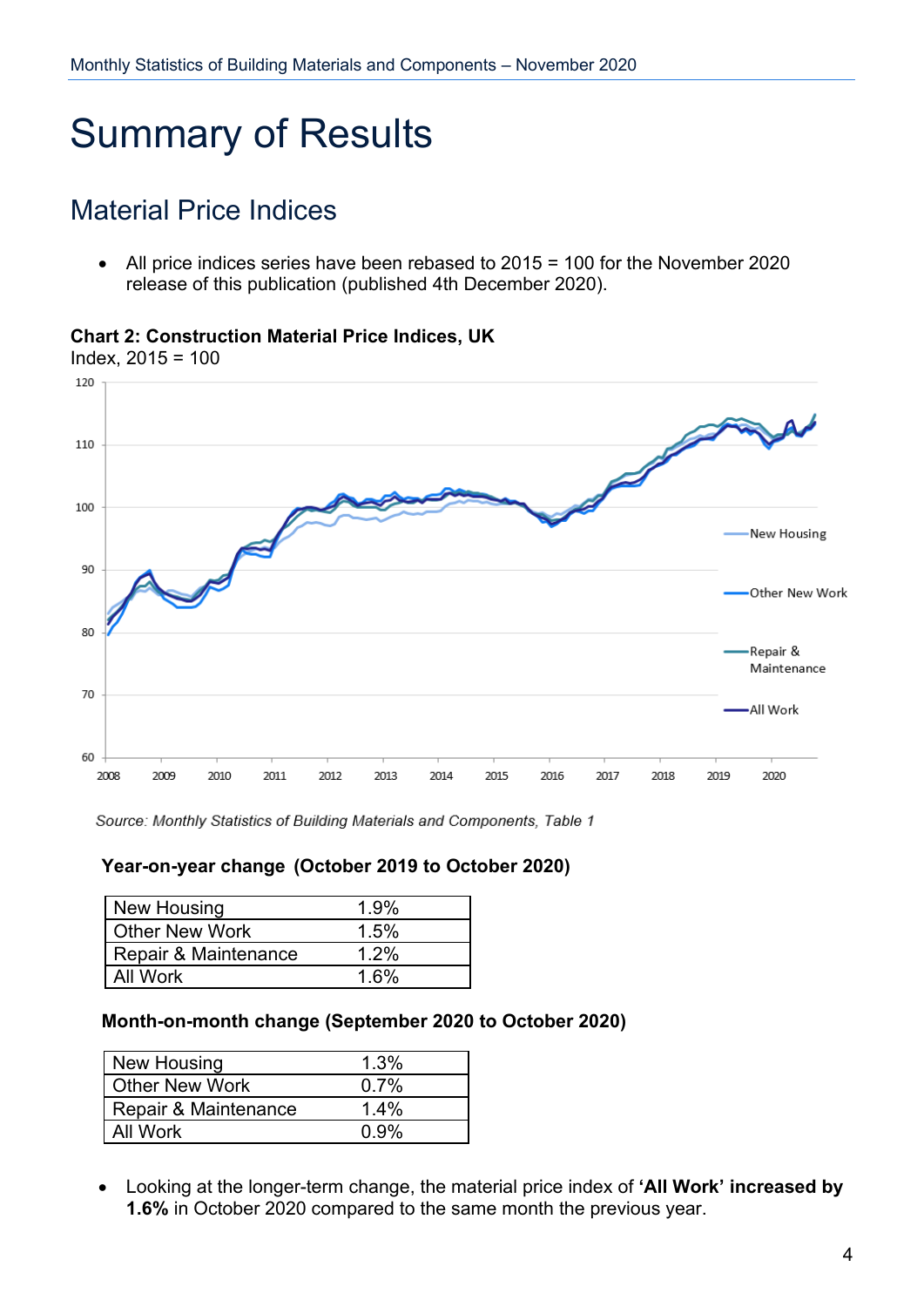# Summary of Results

## Material Price Indices

- All price indices series have been rebased to 2015 = 100 for the November 2020 release of this publication (published 4th December 2020).

**Chart 2: Construction Material Price Indices, UK**
Index, 2015 = 100

*Source: Monthly Statistics of Building Materials and Components, Table 1*

**Year-on-year change (October 2019 to October 2020)**

| | |
|---|---|
| New Housing | 1.9% |
| Other New Work | 1.5% |
| Repair & Maintenance | 1.2% |
| All Work | 1.6% |

**Month-on-month change (September 2020 to October 2020)**

| | |
|---|---|
| New Housing | 1.3% |
| Other New Work | 0.7% |
| Repair & Maintenance | 1.4% |
| All Work | 0.9% |

- Looking at the longer-term change, the material price index of **'All Work' increased by 1.6%** in October 2020 compared to the same month the previous year.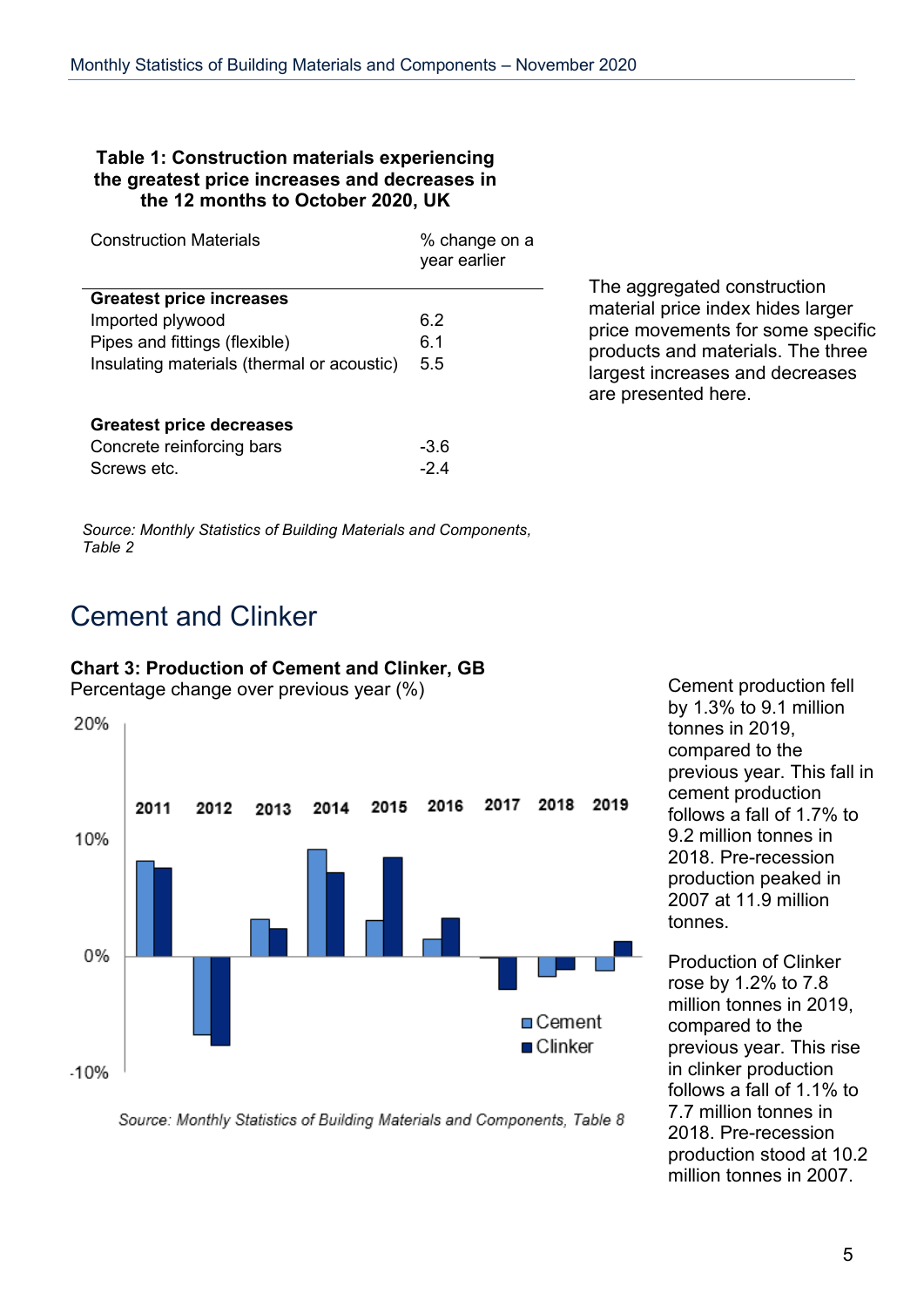**Table 1: Construction materials experiencing the greatest price increases and decreases in the 12 months to October 2020, UK**

| Construction Materials | % change on a year earlier |
| --- | --- |
| **Greatest price increases** | |
| Imported plywood | 6.2 |
| Pipes and fittings (flexible) | 6.1 |
| Insulating materials (thermal or acoustic) | 5.5 |
| | |
| **Greatest price decreases** | |
| Concrete reinforcing bars | -3.6 |
| Screws etc. | -2.4 |

*Source: Monthly Statistics of Building Materials and Components, Table 2*

The aggregated construction material price index hides larger price movements for some specific products and materials. The three largest increases and decreases are presented here.

## Cement and Clinker

**Chart 3: Production of Cement and Clinker, GB**

Percentage change over previous year (%)

*Source: Monthly Statistics of Building Materials and Components, Table 8*

Cement production fell by 1.3% to 9.1 million tonnes in 2019, compared to the previous year. This fall in cement production follows a fall of 1.7% to 9.2 million tonnes in 2018. Pre-recession production peaked in 2007 at 11.9 million tonnes.

Production of Clinker rose by 1.2% to 7.8 million tonnes in 2019, compared to the previous year. This rise in clinker production follows a fall of 1.1% to 7.7 million tonnes in 2018. Pre-recession production stood at 10.2 million tonnes in 2007.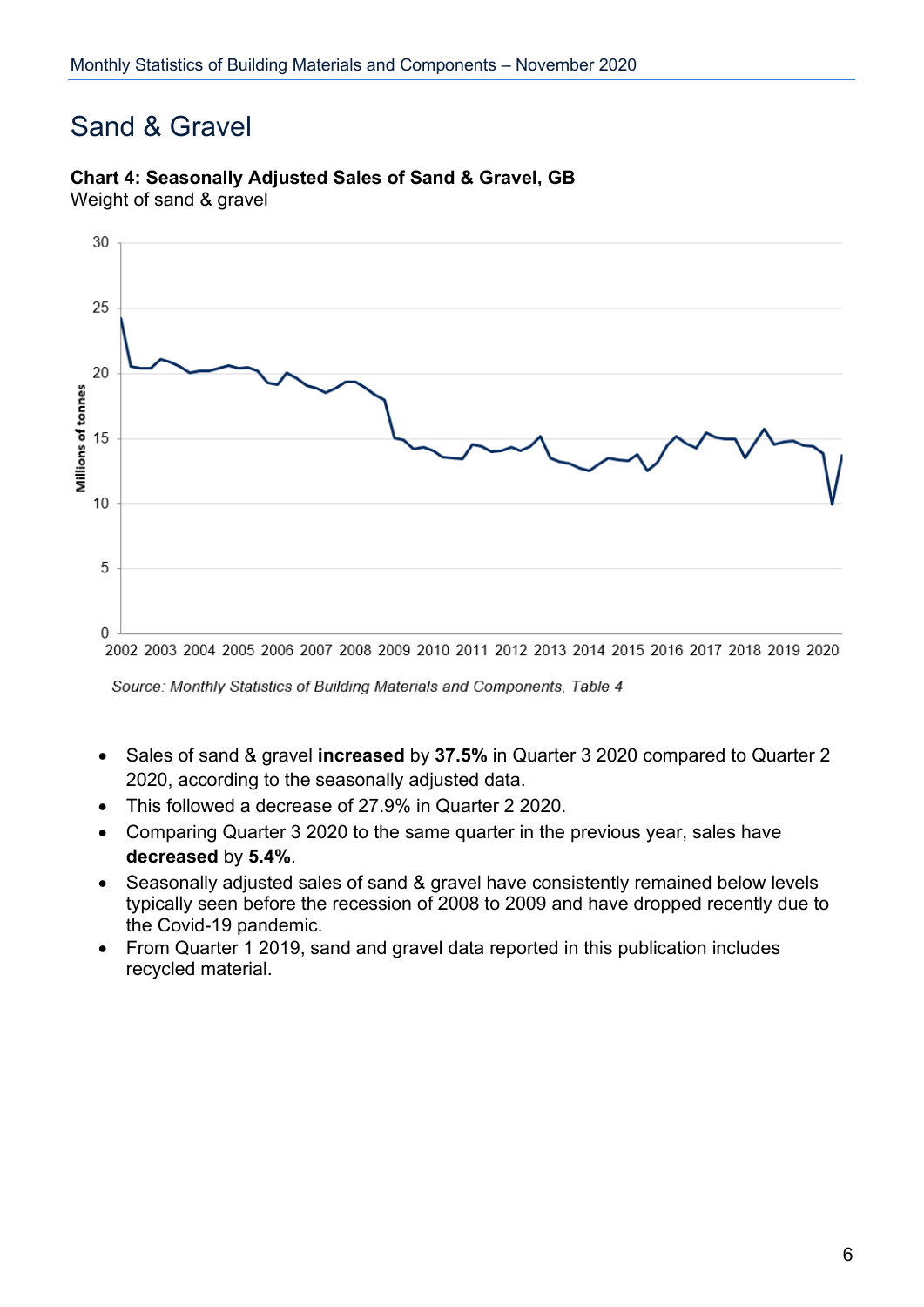# Sand & Gravel

**Chart 4: Seasonally Adjusted Sales of Sand & Gravel, GB**
Weight of sand & gravel

*Source: Monthly Statistics of Building Materials and Components, Table 4*

- Sales of sand & gravel **increased** by **37.5%** in Quarter 3 2020 compared to Quarter 2 2020, according to the seasonally adjusted data.
- This followed a decrease of 27.9% in Quarter 2 2020.
- Comparing Quarter 3 2020 to the same quarter in the previous year, sales have **decreased** by **5.4%**.
- Seasonally adjusted sales of sand & gravel have consistently remained below levels typically seen before the recession of 2008 to 2009 and have dropped recently due to the Covid-19 pandemic.
- From Quarter 1 2019, sand and gravel data reported in this publication includes recycled material.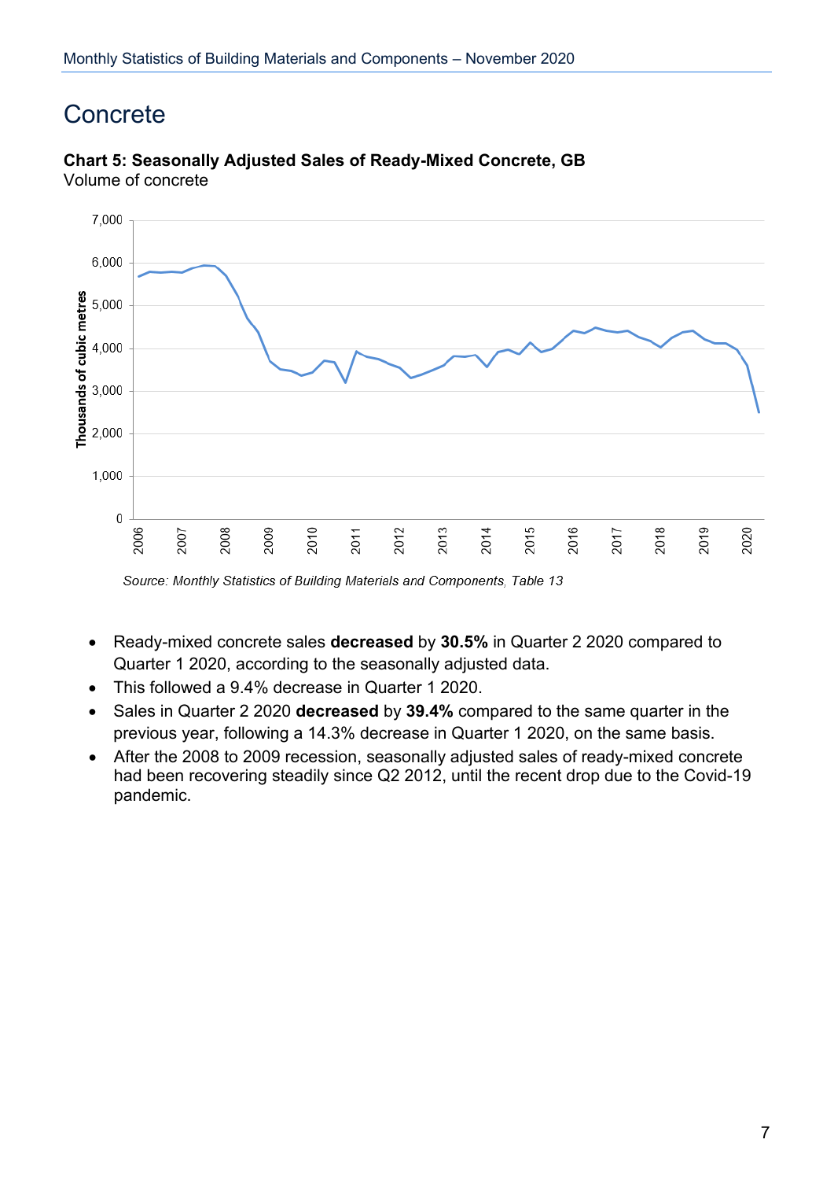# Concrete

**Chart 5: Seasonally Adjusted Sales of Ready-Mixed Concrete, GB**
Volume of concrete

*Source: Monthly Statistics of Building Materials and Components, Table 13*

- Ready-mixed concrete sales **decreased** by **30.5%** in Quarter 2 2020 compared to Quarter 1 2020, according to the seasonally adjusted data.
- This followed a 9.4% decrease in Quarter 1 2020.
- Sales in Quarter 2 2020 **decreased** by **39.4%** compared to the same quarter in the previous year, following a 14.3% decrease in Quarter 1 2020, on the same basis.
- After the 2008 to 2009 recession, seasonally adjusted sales of ready-mixed concrete had been recovering steadily since Q2 2012, until the recent drop due to the Covid-19 pandemic.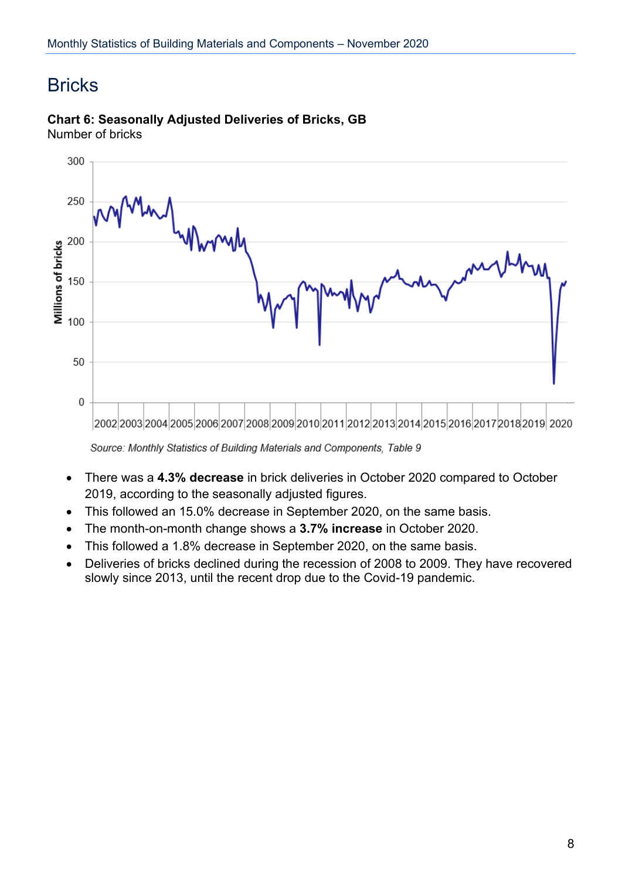# Bricks

**Chart 6: Seasonally Adjusted Deliveries of Bricks, GB**
Number of bricks

*Source: Monthly Statistics of Building Materials and Components, Table 9*

- There was a **4.3% decrease** in brick deliveries in October 2020 compared to October 2019, according to the seasonally adjusted figures.
- This followed an 15.0% decrease in September 2020, on the same basis.
- The month-on-month change shows a **3.7% increase** in October 2020.
- This followed a 1.8% decrease in September 2020, on the same basis.
- Deliveries of bricks declined during the recession of 2008 to 2009. They have recovered slowly since 2013, until the recent drop due to the Covid-19 pandemic.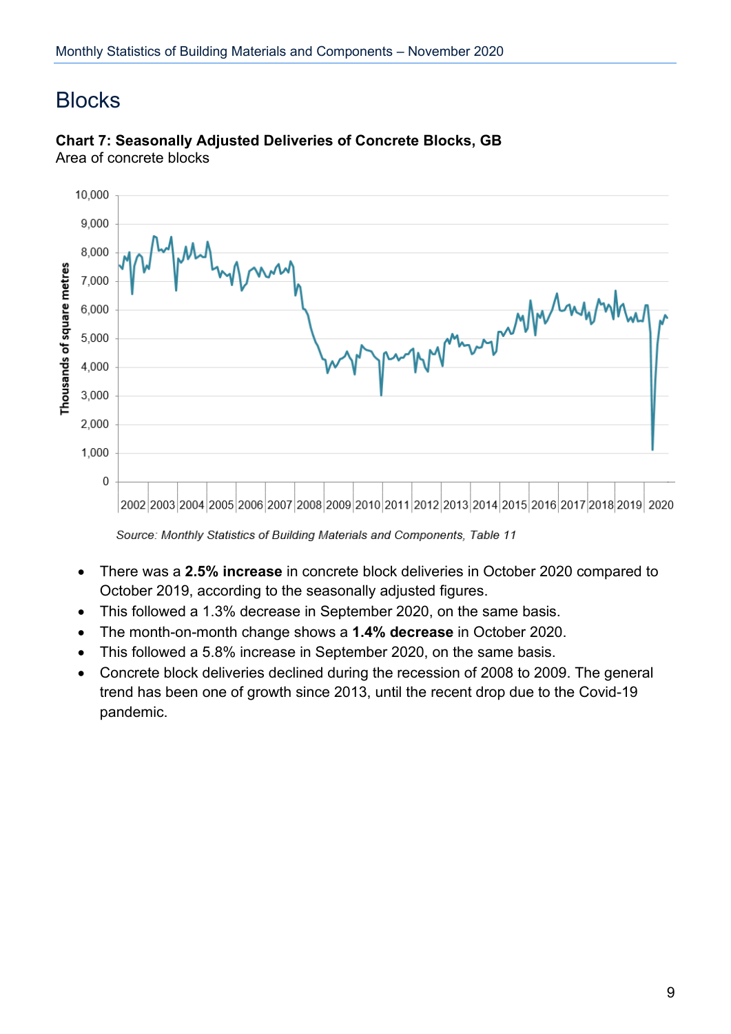# Blocks

**Chart 7: Seasonally Adjusted Deliveries of Concrete Blocks, GB**
Area of concrete blocks

*Source: Monthly Statistics of Building Materials and Components, Table 11*

- There was a **2.5% increase** in concrete block deliveries in October 2020 compared to October 2019, according to the seasonally adjusted figures.
- This followed a 1.3% decrease in September 2020, on the same basis.
- The month-on-month change shows a **1.4% decrease** in October 2020.
- This followed a 5.8% increase in September 2020, on the same basis.
- Concrete block deliveries declined during the recession of 2008 to 2009. The general trend has been one of growth since 2013, until the recent drop due to the Covid-19 pandemic.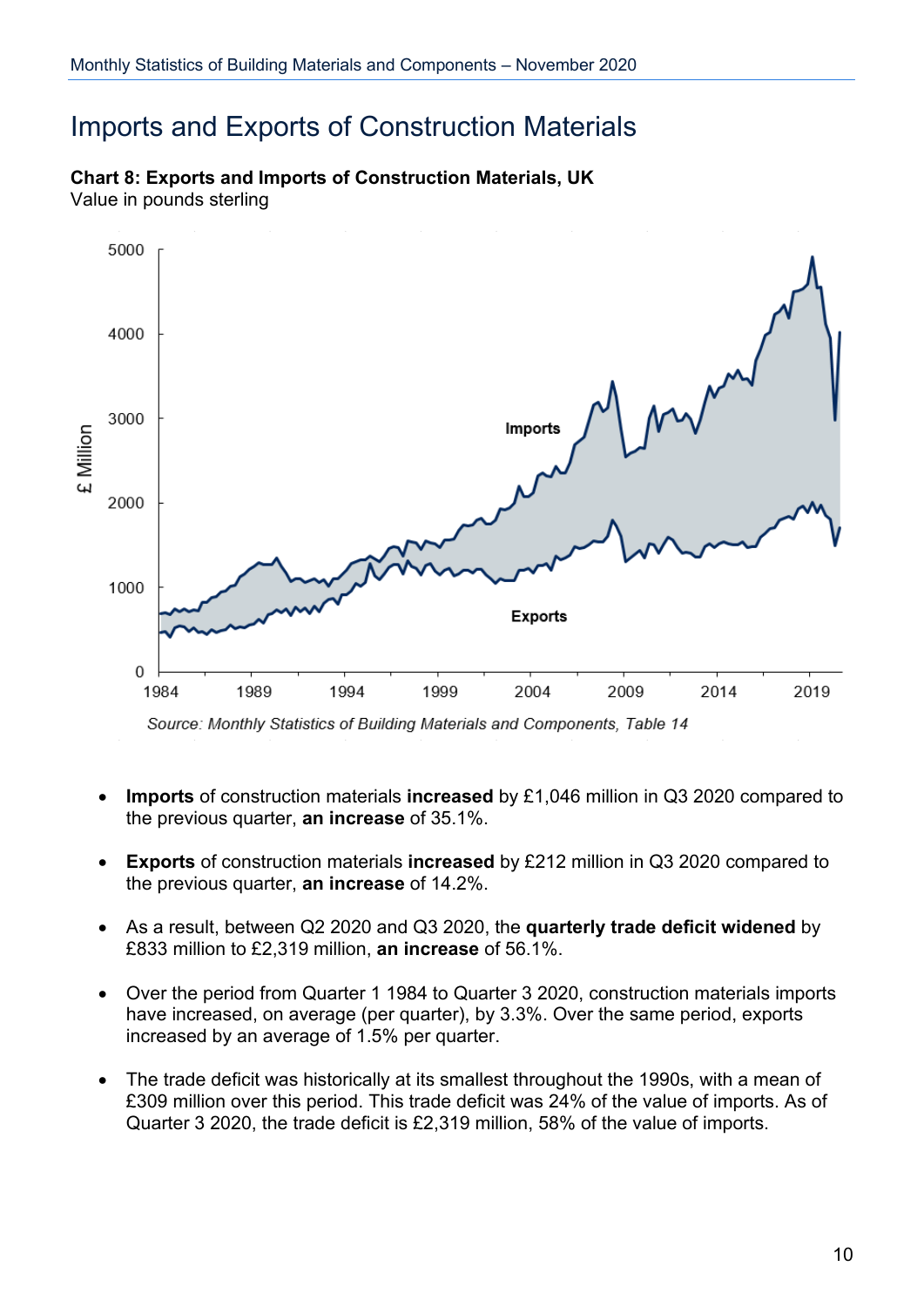# Imports and Exports of Construction Materials

**Chart 8: Exports and Imports of Construction Materials, UK**
Value in pounds sterling

*Source: Monthly Statistics of Building Materials and Components, Table 14*

- **Imports** of construction materials **increased** by £1,046 million in Q3 2020 compared to the previous quarter, **an increase** of 35.1%.

- **Exports** of construction materials **increased** by £212 million in Q3 2020 compared to the previous quarter, **an increase** of 14.2%.

- As a result, between Q2 2020 and Q3 2020, the **quarterly trade deficit widened** by £833 million to £2,319 million, **an increase** of 56.1%.

- Over the period from Quarter 1 1984 to Quarter 3 2020, construction materials imports have increased, on average (per quarter), by 3.3%. Over the same period, exports increased by an average of 1.5% per quarter.

- The trade deficit was historically at its smallest throughout the 1990s, with a mean of £309 million over this period. This trade deficit was 24% of the value of imports. As of Quarter 3 2020, the trade deficit is £2,319 million, 58% of the value of imports.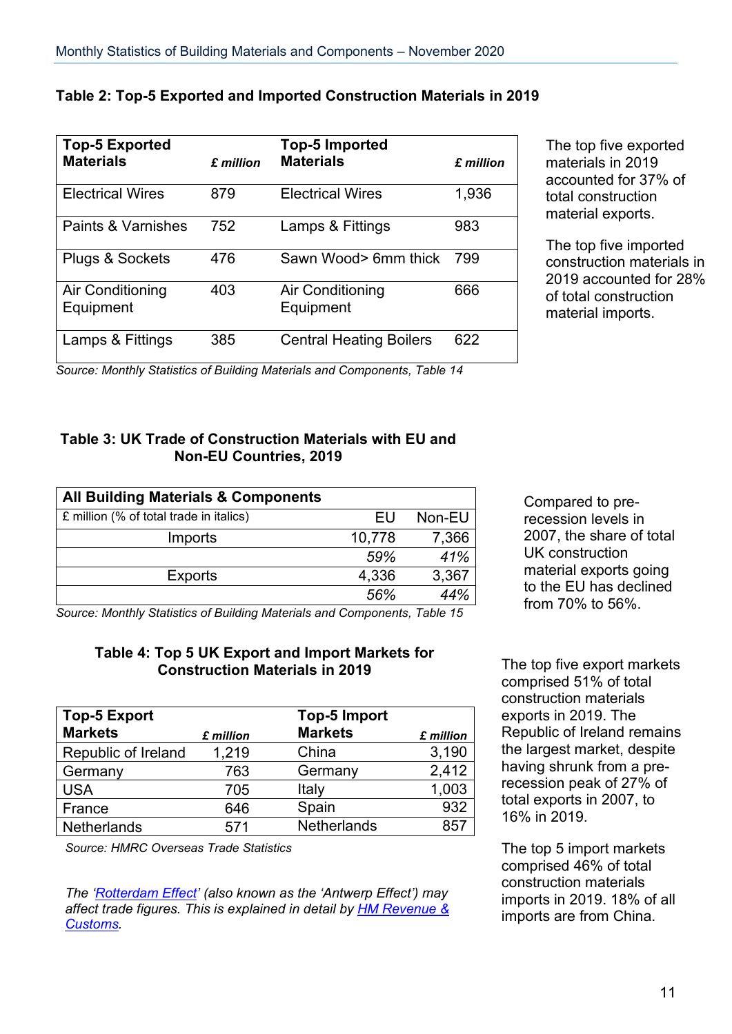### Table 2: Top-5 Exported and Imported Construction Materials in 2019

| Top-5 Exported Materials | *£ million* | Top-5 Imported Materials | *£ million* |
|---|---|---|---|
| Electrical Wires | 879 | Electrical Wires | 1,936 |
| Paints & Varnishes | 752 | Lamps & Fittings | 983 |
| Plugs & Sockets | 476 | Sawn Wood> 6mm thick | 799 |
| Air Conditioning Equipment | 403 | Air Conditioning Equipment | 666 |
| Lamps & Fittings | 385 | Central Heating Boilers | 622 |

*Source: Monthly Statistics of Building Materials and Components, Table 14*

The top five exported materials in 2019 accounted for 37% of total construction material exports.

The top five imported construction materials in 2019 accounted for 28% of total construction material imports.

### Table 3: UK Trade of Construction Materials with EU and Non-EU Countries, 2019

| All Building Materials & Components | | |
|---|---|---|
| £ million (% of total trade in italics) | EU | Non-EU |
| Imports | 10,778 | 7,366 |
| | *59%* | *41%* |
| Exports | 4,336 | 3,367 |
| | *56%* | *44%* |

*Source: Monthly Statistics of Building Materials and Components, Table 15*

Compared to pre-recession levels in 2007, the share of total UK construction material exports going to the EU has declined from 70% to 56%.

### Table 4: Top 5 UK Export and Import Markets for Construction Materials in 2019

| Top-5 Export Markets | *£ million* | Top-5 Import Markets | *£ million* |
|---|---|---|---|
| Republic of Ireland | 1,219 | China | 3,190 |
| Germany | 763 | Germany | 2,412 |
| USA | 705 | Italy | 1,003 |
| France | 646 | Spain | 932 |
| Netherlands | 571 | Netherlands | 857 |

*Source: HMRC Overseas Trade Statistics*

The top five export markets comprised 51% of total construction materials exports in 2019. The Republic of Ireland remains the largest market, despite having shrunk from a pre-recession peak of 27% of total exports in 2007, to 16% in 2019.

The top 5 import markets comprised 46% of total construction materials imports in 2019. 18% of all imports are from China.

*The '[Rotterdam Effect]' (also known as the 'Antwerp Effect') may affect trade figures. This is explained in detail by [HM Revenue & Customs].*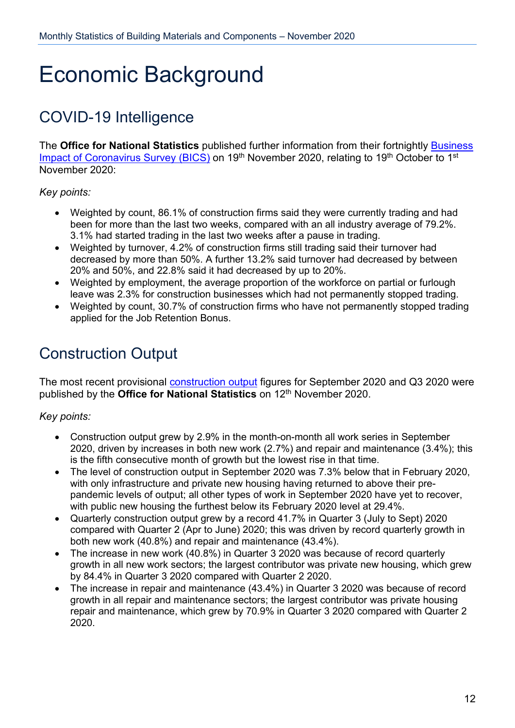# Economic Background

## COVID-19 Intelligence

The **Office for National Statistics** published further information from their fortnightly [Business Impact of Coronavirus Survey (BICS)] on 19th November 2020, relating to 19th October to 1st November 2020:

*Key points:*

- Weighted by count, 86.1% of construction firms said they were currently trading and had been for more than the last two weeks, compared with an all industry average of 79.2%. 3.1% had started trading in the last two weeks after a pause in trading.
- Weighted by turnover, 4.2% of construction firms still trading said their turnover had decreased by more than 50%. A further 13.2% said turnover had decreased by between 20% and 50%, and 22.8% said it had decreased by up to 20%.
- Weighted by employment, the average proportion of the workforce on partial or furlough leave was 2.3% for construction businesses which had not permanently stopped trading.
- Weighted by count, 30.7% of construction firms who have not permanently stopped trading applied for the Job Retention Bonus.

## Construction Output

The most recent provisional [construction output] figures for September 2020 and Q3 2020 were published by the **Office for National Statistics** on 12th November 2020.

*Key points:*

- Construction output grew by 2.9% in the month-on-month all work series in September 2020, driven by increases in both new work (2.7%) and repair and maintenance (3.4%); this is the fifth consecutive month of growth but the lowest rise in that time.
- The level of construction output in September 2020 was 7.3% below that in February 2020, with only infrastructure and private new housing having returned to above their pre-pandemic levels of output; all other types of work in September 2020 have yet to recover, with public new housing the furthest below its February 2020 level at 29.4%.
- Quarterly construction output grew by a record 41.7% in Quarter 3 (July to Sept) 2020 compared with Quarter 2 (Apr to June) 2020; this was driven by record quarterly growth in both new work (40.8%) and repair and maintenance (43.4%).
- The increase in new work (40.8%) in Quarter 3 2020 was because of record quarterly growth in all new work sectors; the largest contributor was private new housing, which grew by 84.4% in Quarter 3 2020 compared with Quarter 2 2020.
- The increase in repair and maintenance (43.4%) in Quarter 3 2020 was because of record growth in all repair and maintenance sectors; the largest contributor was private housing repair and maintenance, which grew by 70.9% in Quarter 3 2020 compared with Quarter 2 2020.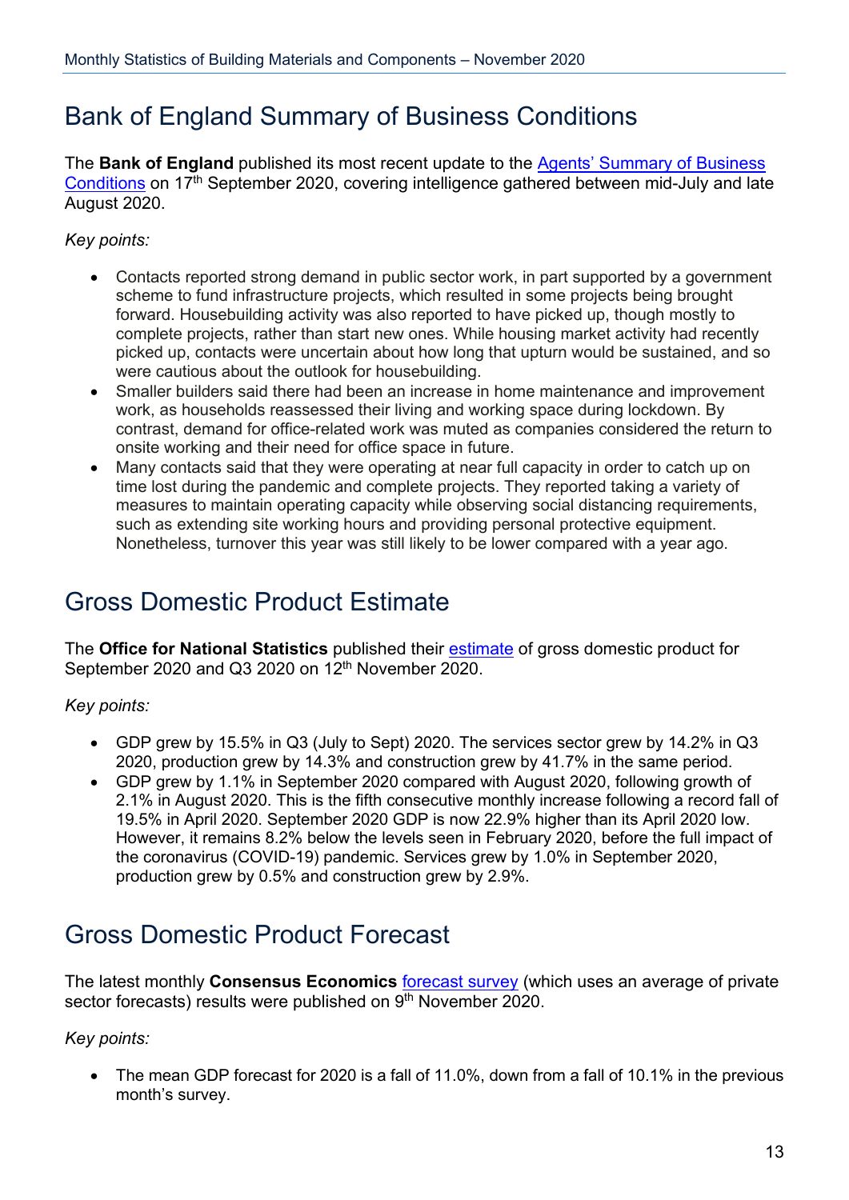## Bank of England Summary of Business Conditions

The **Bank of England** published its most recent update to the Agents' Summary of Business Conditions on 17th September 2020, covering intelligence gathered between mid-July and late August 2020.

*Key points:*

- Contacts reported strong demand in public sector work, in part supported by a government scheme to fund infrastructure projects, which resulted in some projects being brought forward. Housebuilding activity was also reported to have picked up, though mostly to complete projects, rather than start new ones. While housing market activity had recently picked up, contacts were uncertain about how long that upturn would be sustained, and so were cautious about the outlook for housebuilding.
- Smaller builders said there had been an increase in home maintenance and improvement work, as households reassessed their living and working space during lockdown. By contrast, demand for office-related work was muted as companies considered the return to onsite working and their need for office space in future.
- Many contacts said that they were operating at near full capacity in order to catch up on time lost during the pandemic and complete projects. They reported taking a variety of measures to maintain operating capacity while observing social distancing requirements, such as extending site working hours and providing personal protective equipment. Nonetheless, turnover this year was still likely to be lower compared with a year ago.

## Gross Domestic Product Estimate

The **Office for National Statistics** published their estimate of gross domestic product for September 2020 and Q3 2020 on 12th November 2020.

*Key points:*

- GDP grew by 15.5% in Q3 (July to Sept) 2020. The services sector grew by 14.2% in Q3 2020, production grew by 14.3% and construction grew by 41.7% in the same period.
- GDP grew by 1.1% in September 2020 compared with August 2020, following growth of 2.1% in August 2020. This is the fifth consecutive monthly increase following a record fall of 19.5% in April 2020. September 2020 GDP is now 22.9% higher than its April 2020 low. However, it remains 8.2% below the levels seen in February 2020, before the full impact of the coronavirus (COVID-19) pandemic. Services grew by 1.0% in September 2020, production grew by 0.5% and construction grew by 2.9%.

## Gross Domestic Product Forecast

The latest monthly **Consensus Economics** forecast survey (which uses an average of private sector forecasts) results were published on 9th November 2020.

*Key points:*

- The mean GDP forecast for 2020 is a fall of 11.0%, down from a fall of 10.1% in the previous month's survey.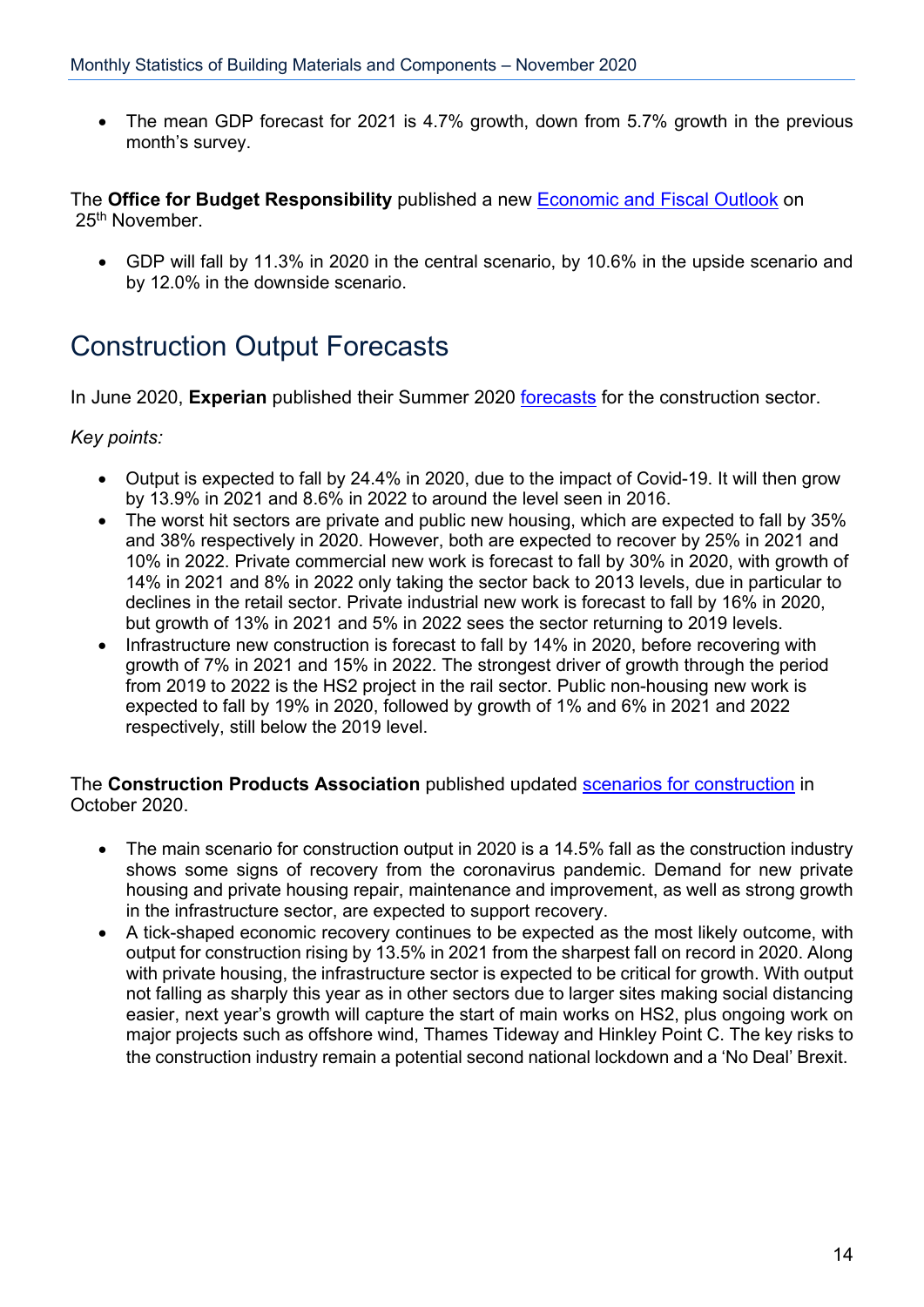- The mean GDP forecast for 2021 is 4.7% growth, down from 5.7% growth in the previous month's survey.

The **Office for Budget Responsibility** published a new [Economic and Fiscal Outlook]() on 25th November.

- GDP will fall by 11.3% in 2020 in the central scenario, by 10.6% in the upside scenario and by 12.0% in the downside scenario.

# Construction Output Forecasts

In June 2020, **Experian** published their Summer 2020 [forecasts]() for the construction sector.

*Key points:*

- Output is expected to fall by 24.4% in 2020, due to the impact of Covid-19. It will then grow by 13.9% in 2021 and 8.6% in 2022 to around the level seen in 2016.
- The worst hit sectors are private and public new housing, which are expected to fall by 35% and 38% respectively in 2020. However, both are expected to recover by 25% in 2021 and 10% in 2022. Private commercial new work is forecast to fall by 30% in 2020, with growth of 14% in 2021 and 8% in 2022 only taking the sector back to 2013 levels, due in particular to declines in the retail sector. Private industrial new work is forecast to fall by 16% in 2020, but growth of 13% in 2021 and 5% in 2022 sees the sector returning to 2019 levels.
- Infrastructure new construction is forecast to fall by 14% in 2020, before recovering with growth of 7% in 2021 and 15% in 2022. The strongest driver of growth through the period from 2019 to 2022 is the HS2 project in the rail sector. Public non-housing new work is expected to fall by 19% in 2020, followed by growth of 1% and 6% in 2021 and 2022 respectively, still below the 2019 level.

The **Construction Products Association** published updated [scenarios for construction]() in October 2020.

- The main scenario for construction output in 2020 is a 14.5% fall as the construction industry shows some signs of recovery from the coronavirus pandemic. Demand for new private housing and private housing repair, maintenance and improvement, as well as strong growth in the infrastructure sector, are expected to support recovery.
- A tick-shaped economic recovery continues to be expected as the most likely outcome, with output for construction rising by 13.5% in 2021 from the sharpest fall on record in 2020. Along with private housing, the infrastructure sector is expected to be critical for growth. With output not falling as sharply this year as in other sectors due to larger sites making social distancing easier, next year's growth will capture the start of main works on HS2, plus ongoing work on major projects such as offshore wind, Thames Tideway and Hinkley Point C. The key risks to the construction industry remain a potential second national lockdown and a 'No Deal' Brexit.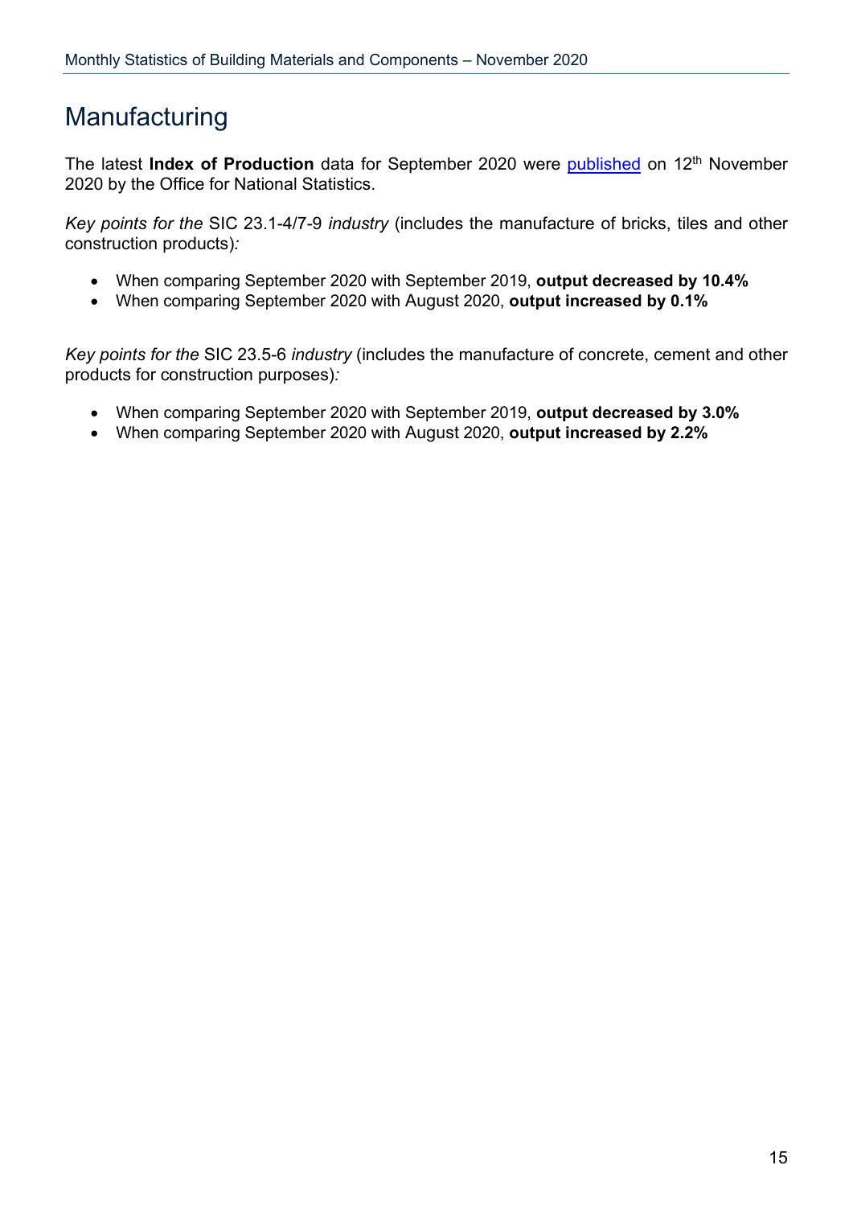# Manufacturing

The latest **Index of Production** data for September 2020 were published on 12th November 2020 by the Office for National Statistics.

*Key points for the* SIC 23.1-4/7-9 *industry* (includes the manufacture of bricks, tiles and other construction products)*:*

- When comparing September 2020 with September 2019, **output decreased by 10.4%**
- When comparing September 2020 with August 2020, **output increased by 0.1%**

*Key points for the* SIC 23.5-6 *industry* (includes the manufacture of concrete, cement and other products for construction purposes)*:*

- When comparing September 2020 with September 2019, **output decreased by 3.0%**
- When comparing September 2020 with August 2020, **output increased by 2.2%**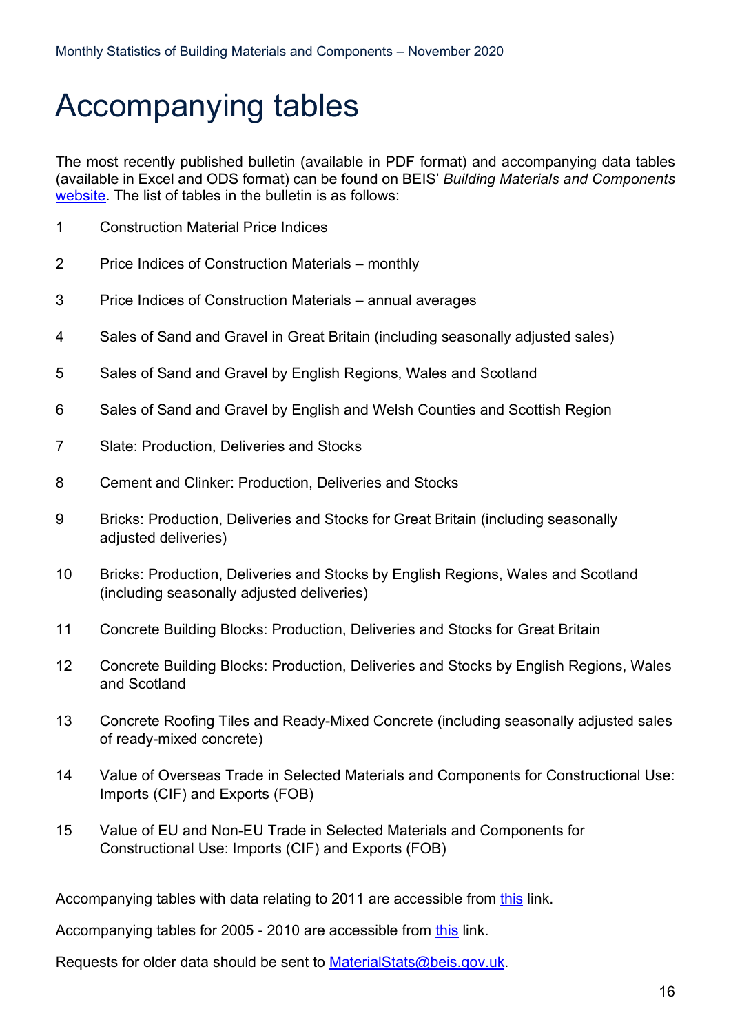# Accompanying tables

The most recently published bulletin (available in PDF format) and accompanying data tables (available in Excel and ODS format) can be found on BEIS' *Building Materials and Components* website. The list of tables in the bulletin is as follows:

1. Construction Material Price Indices
2. Price Indices of Construction Materials – monthly
3. Price Indices of Construction Materials – annual averages
4. Sales of Sand and Gravel in Great Britain (including seasonally adjusted sales)
5. Sales of Sand and Gravel by English Regions, Wales and Scotland
6. Sales of Sand and Gravel by English and Welsh Counties and Scottish Region
7. Slate: Production, Deliveries and Stocks
8. Cement and Clinker: Production, Deliveries and Stocks
9. Bricks: Production, Deliveries and Stocks for Great Britain (including seasonally adjusted deliveries)
10. Bricks: Production, Deliveries and Stocks by English Regions, Wales and Scotland (including seasonally adjusted deliveries)
11. Concrete Building Blocks: Production, Deliveries and Stocks for Great Britain
12. Concrete Building Blocks: Production, Deliveries and Stocks by English Regions, Wales and Scotland
13. Concrete Roofing Tiles and Ready-Mixed Concrete (including seasonally adjusted sales of ready-mixed concrete)
14. Value of Overseas Trade in Selected Materials and Components for Constructional Use: Imports (CIF) and Exports (FOB)
15. Value of EU and Non-EU Trade in Selected Materials and Components for Constructional Use: Imports (CIF) and Exports (FOB)

Accompanying tables with data relating to 2011 are accessible from this link.

Accompanying tables for 2005 - 2010 are accessible from this link.

Requests for older data should be sent to MaterialStats@beis.gov.uk.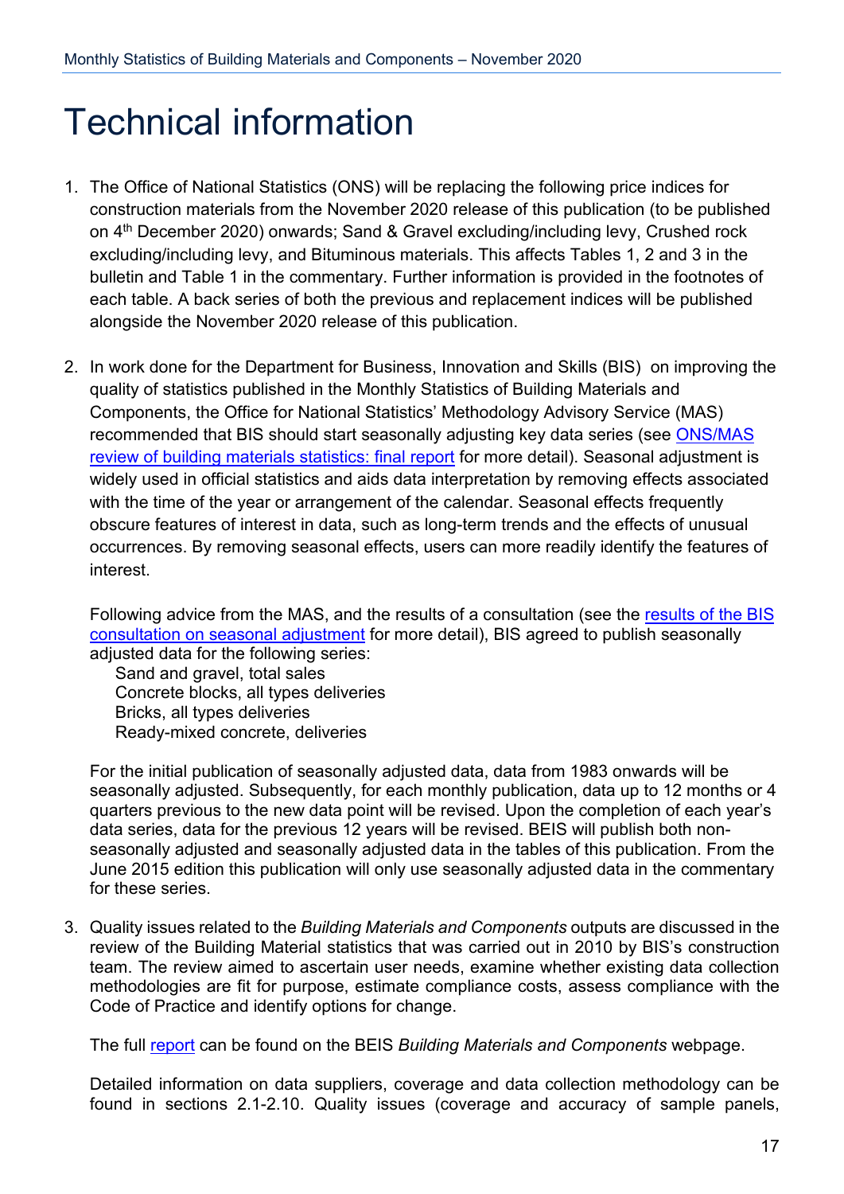# Technical information

1. The Office of National Statistics (ONS) will be replacing the following price indices for construction materials from the November 2020 release of this publication (to be published on 4th December 2020) onwards; Sand & Gravel excluding/including levy, Crushed rock excluding/including levy, and Bituminous materials. This affects Tables 1, 2 and 3 in the bulletin and Table 1 in the commentary. Further information is provided in the footnotes of each table. A back series of both the previous and replacement indices will be published alongside the November 2020 release of this publication.

2. In work done for the Department for Business, Innovation and Skills (BIS) on improving the quality of statistics published in the Monthly Statistics of Building Materials and Components, the Office for National Statistics' Methodology Advisory Service (MAS) recommended that BIS should start seasonally adjusting key data series (see [ONS/MAS review of building materials statistics: final report]() for more detail). Seasonal adjustment is widely used in official statistics and aids data interpretation by removing effects associated with the time of the year or arrangement of the calendar. Seasonal effects frequently obscure features of interest in data, such as long-term trends and the effects of unusual occurrences. By removing seasonal effects, users can more readily identify the features of interest.

   Following advice from the MAS, and the results of a consultation (see the [results of the BIS consultation on seasonal adjustment]() for more detail), BIS agreed to publish seasonally adjusted data for the following series:
   
   Sand and gravel, total sales
   Concrete blocks, all types deliveries
   Bricks, all types deliveries
   Ready-mixed concrete, deliveries

   For the initial publication of seasonally adjusted data, data from 1983 onwards will be seasonally adjusted. Subsequently, for each monthly publication, data up to 12 months or 4 quarters previous to the new data point will be revised. Upon the completion of each year's data series, data for the previous 12 years will be revised. BEIS will publish both non-seasonally adjusted and seasonally adjusted data in the tables of this publication. From the June 2015 edition this publication will only use seasonally adjusted data in the commentary for these series.

3. Quality issues related to the *Building Materials and Components* outputs are discussed in the review of the Building Material statistics that was carried out in 2010 by BIS's construction team. The review aimed to ascertain user needs, examine whether existing data collection methodologies are fit for purpose, estimate compliance costs, assess compliance with the Code of Practice and identify options for change.

   The full [report]() can be found on the BEIS *Building Materials and Components* webpage.

   Detailed information on data suppliers, coverage and data collection methodology can be found in sections 2.1-2.10. Quality issues (coverage and accuracy of sample panels,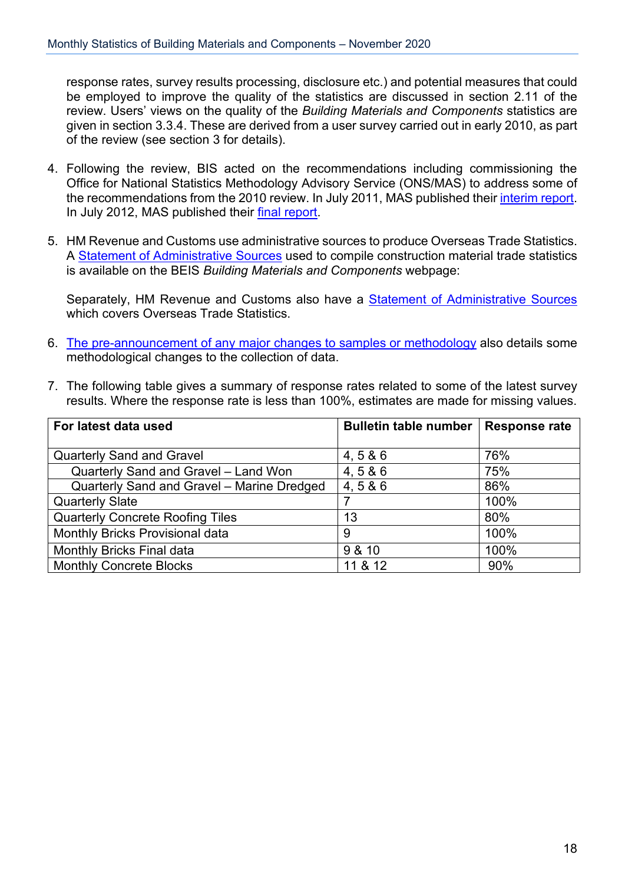response rates, survey results processing, disclosure etc.) and potential measures that could be employed to improve the quality of the statistics are discussed in section 2.11 of the review. Users' views on the quality of the *Building Materials and Components* statistics are given in section 3.3.4. These are derived from a user survey carried out in early 2010, as part of the review (see section 3 for details).

4. Following the review, BIS acted on the recommendations including commissioning the Office for National Statistics Methodology Advisory Service (ONS/MAS) to address some of the recommendations from the 2010 review. In July 2011, MAS published their interim report. In July 2012, MAS published their final report.

5. HM Revenue and Customs use administrative sources to produce Overseas Trade Statistics. A Statement of Administrative Sources used to compile construction material trade statistics is available on the BEIS *Building Materials and Components* webpage:

   Separately, HM Revenue and Customs also have a Statement of Administrative Sources which covers Overseas Trade Statistics.

6. The pre-announcement of any major changes to samples or methodology also details some methodological changes to the collection of data.

7. The following table gives a summary of response rates related to some of the latest survey results. Where the response rate is less than 100%, estimates are made for missing values.

| For latest data used | Bulletin table number | Response rate |
|---|---|---|
| Quarterly Sand and Gravel | 4, 5 & 6 | 76% |
| Quarterly Sand and Gravel – Land Won | 4, 5 & 6 | 75% |
| Quarterly Sand and Gravel – Marine Dredged | 4, 5 & 6 | 86% |
| Quarterly Slate | 7 | 100% |
| Quarterly Concrete Roofing Tiles | 13 | 80% |
| Monthly Bricks Provisional data | 9 | 100% |
| Monthly Bricks Final data | 9 & 10 | 100% |
| Monthly Concrete Blocks | 11 & 12 | 90% |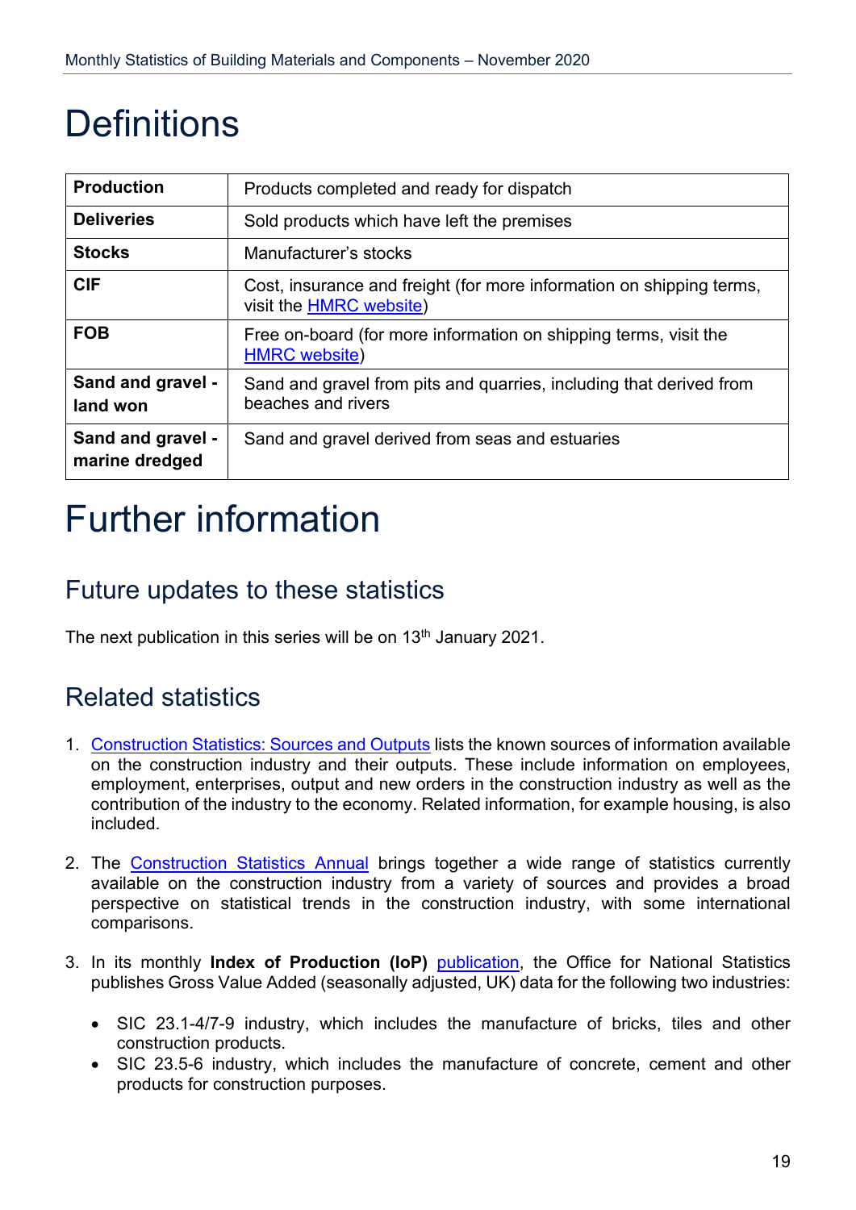# Definitions

| | |
|---|---|
| **Production** | Products completed and ready for dispatch |
| **Deliveries** | Sold products which have left the premises |
| **Stocks** | Manufacturer's stocks |
| **CIF** | Cost, insurance and freight (for more information on shipping terms, visit the HMRC website) |
| **FOB** | Free on-board (for more information on shipping terms, visit the HMRC website) |
| **Sand and gravel - land won** | Sand and gravel from pits and quarries, including that derived from beaches and rivers |
| **Sand and gravel - marine dredged** | Sand and gravel derived from seas and estuaries |

# Further information

## Future updates to these statistics

The next publication in this series will be on 13th January 2021.

## Related statistics

1. Construction Statistics: Sources and Outputs lists the known sources of information available on the construction industry and their outputs. These include information on employees, employment, enterprises, output and new orders in the construction industry as well as the contribution of the industry to the economy. Related information, for example housing, is also included.

2. The Construction Statistics Annual brings together a wide range of statistics currently available on the construction industry from a variety of sources and provides a broad perspective on statistical trends in the construction industry, with some international comparisons.

3. In its monthly **Index of Production (IoP)** publication, the Office for National Statistics publishes Gross Value Added (seasonally adjusted, UK) data for the following two industries:

   - SIC 23.1-4/7-9 industry, which includes the manufacture of bricks, tiles and other construction products.
   - SIC 23.5-6 industry, which includes the manufacture of concrete, cement and other products for construction purposes.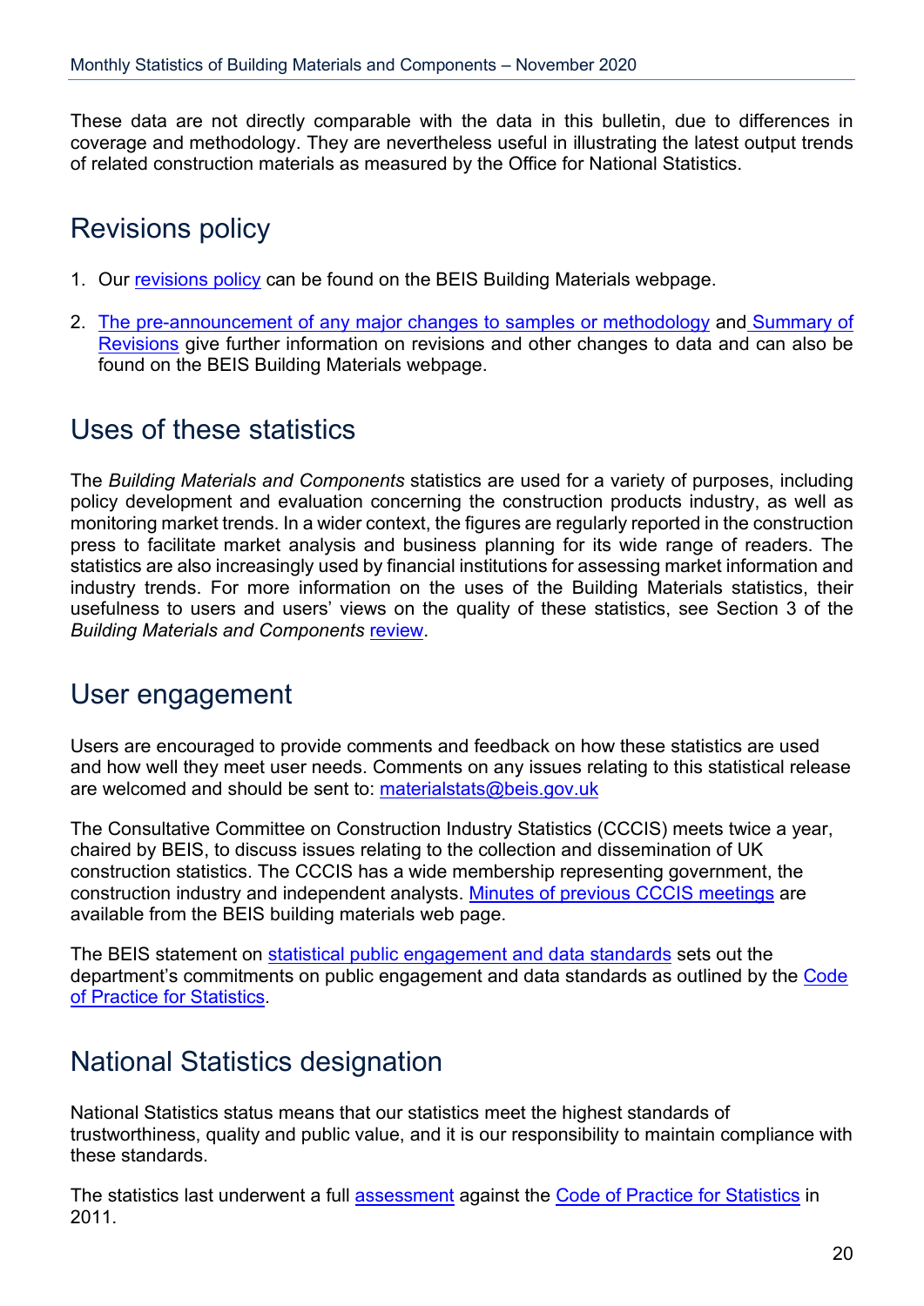These data are not directly comparable with the data in this bulletin, due to differences in coverage and methodology. They are nevertheless useful in illustrating the latest output trends of related construction materials as measured by the Office for National Statistics.

## Revisions policy

1. Our revisions policy can be found on the BEIS Building Materials webpage.

2. The pre-announcement of any major changes to samples or methodology and Summary of Revisions give further information on revisions and other changes to data and can also be found on the BEIS Building Materials webpage.

## Uses of these statistics

The *Building Materials and Components* statistics are used for a variety of purposes, including policy development and evaluation concerning the construction products industry, as well as monitoring market trends. In a wider context, the figures are regularly reported in the construction press to facilitate market analysis and business planning for its wide range of readers. The statistics are also increasingly used by financial institutions for assessing market information and industry trends. For more information on the uses of the Building Materials statistics, their usefulness to users and users' views on the quality of these statistics, see Section 3 of the *Building Materials and Components* review.

## User engagement

Users are encouraged to provide comments and feedback on how these statistics are used and how well they meet user needs. Comments on any issues relating to this statistical release are welcomed and should be sent to: materialstats@beis.gov.uk

The Consultative Committee on Construction Industry Statistics (CCCIS) meets twice a year, chaired by BEIS, to discuss issues relating to the collection and dissemination of UK construction statistics. The CCCIS has a wide membership representing government, the construction industry and independent analysts. Minutes of previous CCCIS meetings are available from the BEIS building materials web page.

The BEIS statement on statistical public engagement and data standards sets out the department's commitments on public engagement and data standards as outlined by the Code of Practice for Statistics.

## National Statistics designation

National Statistics status means that our statistics meet the highest standards of trustworthiness, quality and public value, and it is our responsibility to maintain compliance with these standards.

The statistics last underwent a full assessment against the Code of Practice for Statistics in 2011.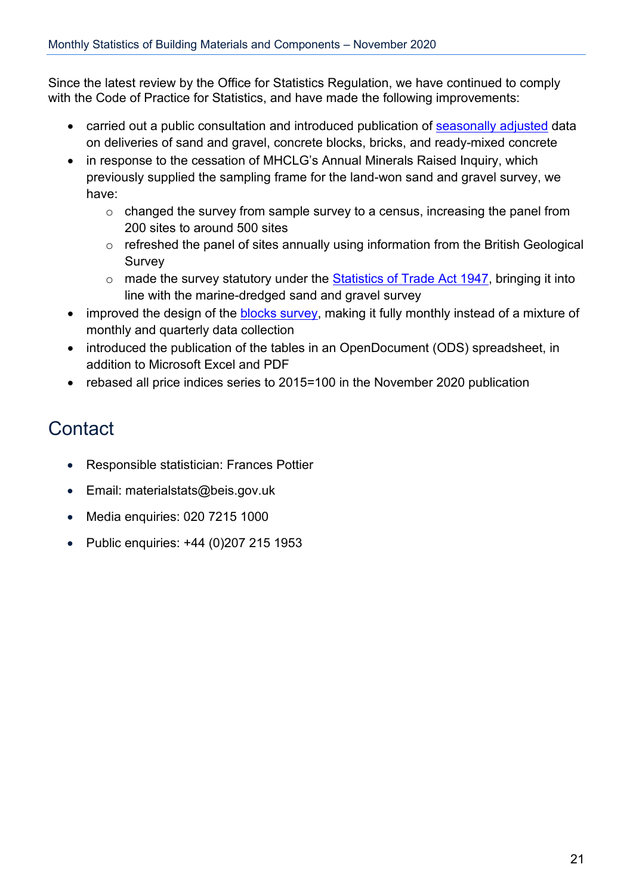Since the latest review by the Office for Statistics Regulation, we have continued to comply with the Code of Practice for Statistics, and have made the following improvements:

- carried out a public consultation and introduced publication of seasonally adjusted data on deliveries of sand and gravel, concrete blocks, bricks, and ready-mixed concrete
- in response to the cessation of MHCLG's Annual Minerals Raised Inquiry, which previously supplied the sampling frame for the land-won sand and gravel survey, we have:
  - changed the survey from sample survey to a census, increasing the panel from 200 sites to around 500 sites
  - refreshed the panel of sites annually using information from the British Geological Survey
  - made the survey statutory under the Statistics of Trade Act 1947, bringing it into line with the marine-dredged sand and gravel survey
- improved the design of the blocks survey, making it fully monthly instead of a mixture of monthly and quarterly data collection
- introduced the publication of the tables in an OpenDocument (ODS) spreadsheet, in addition to Microsoft Excel and PDF
- rebased all price indices series to 2015=100 in the November 2020 publication

# Contact

- Responsible statistician: Frances Pottier
- Email: materialstats@beis.gov.uk
- Media enquiries: 020 7215 1000
- Public enquiries: +44 (0)207 215 1953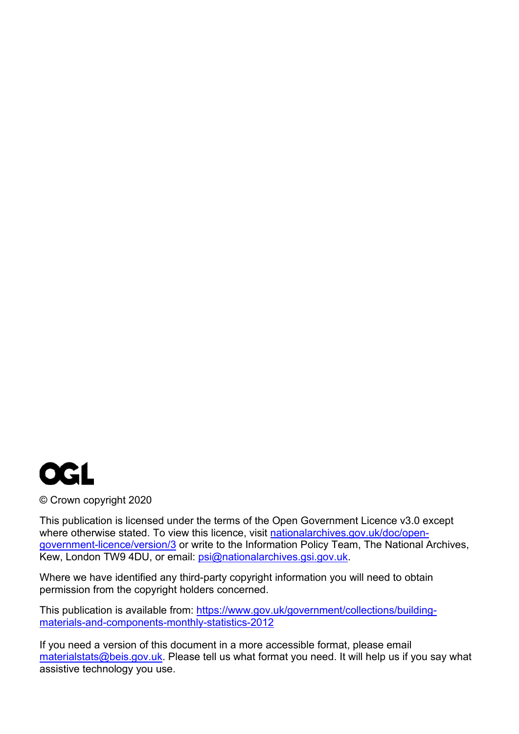OGL

© Crown copyright 2020

This publication is licensed under the terms of the Open Government Licence v3.0 except where otherwise stated. To view this licence, visit nationalarchives.gov.uk/doc/open-government-licence/version/3 or write to the Information Policy Team, The National Archives, Kew, London TW9 4DU, or email: psi@nationalarchives.gsi.gov.uk.

Where we have identified any third-party copyright information you will need to obtain permission from the copyright holders concerned.

This publication is available from: https://www.gov.uk/government/collections/building-materials-and-components-monthly-statistics-2012

If you need a version of this document in a more accessible format, please email materialstats@beis.gov.uk. Please tell us what format you need. It will help us if you say what assistive technology you use.